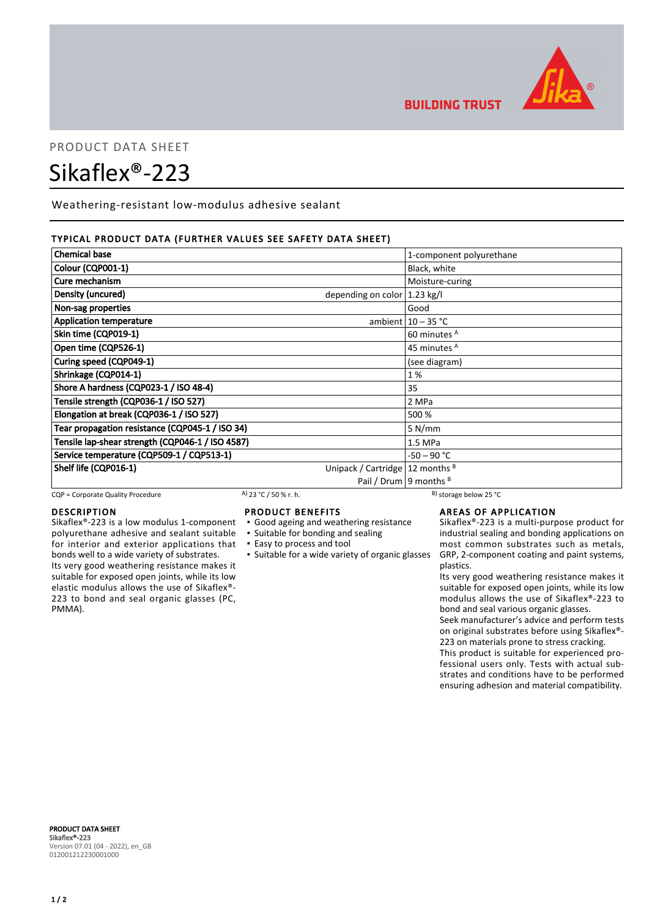PRODUCT DATA SHEET

# Sikaflex®-223

Weathering-resistant low-modulus adhesive sealant

## TYPICAL PRODUCT DATA (FURTHER VALUES SEE SAFETY DATA SHEET)

| Property | | Value |
|---|---|---|
| **Chemical base** | | 1-component polyurethane |
| **Colour (CQP001-1)** | | Black, white |
| **Cure mechanism** | | Moisture-curing |
| **Density (uncured)** | depending on color | 1.23 kg/l |
| **Non-sag properties** | | Good |
| **Application temperature** | ambient | 10 – 35 °C |
| **Skin time (CQP019-1)** | | 60 minutes [A] |
| **Open time (CQP526-1)** | | 45 minutes [A] |
| **Curing speed (CQP049-1)** | | (see diagram) |
| **Shrinkage (CQP014-1)** | | 1 % |
| **Shore A hardness (CQP023-1 / ISO 48-4)** | | 35 |
| **Tensile strength (CQP036-1 / ISO 527)** | | 2 MPa |
| **Elongation at break (CQP036-1 / ISO 527)** | | 500 % |
| **Tear propagation resistance (CQP045-1 / ISO 34)** | | 5 N/mm |
| **Tensile lap-shear strength (CQP046-1 / ISO 4587)** | | 1.5 MPa |
| **Service temperature (CQP509-1 / CQP513-1)** | | -50 – 90 °C |
| **Shelf life (CQP016-1)** | Unipack / Cartridge | 12 months [B] |
| | Pail / Drum | 9 months [B] |

CQP = Corporate Quality Procedure    A) 23 °C / 50 % r. h.    B) storage below 25 °C

## DESCRIPTION

Sikaflex®-223 is a low modulus 1-component polyurethane adhesive and sealant suitable for interior and exterior applications that bonds well to a wide variety of substrates. Its very good weathering resistance makes it suitable for exposed open joints, while its low elastic modulus allows the use of Sikaflex®-223 to bond and seal organic glasses (PC, PMMA).

## PRODUCT BENEFITS

- Good ageing and weathering resistance
- Suitable for bonding and sealing
- Easy to process and tool
- Suitable for a wide variety of organic glasses

## AREAS OF APPLICATION

Sikaflex®-223 is a multi-purpose product for industrial sealing and bonding applications on most common substrates such as metals, GRP, 2-component coating and paint systems, plastics.

Its very good weathering resistance makes it suitable for exposed open joints, while its low modulus allows the use of Sikaflex®-223 to bond and seal various organic glasses.

Seek manufacturer's advice and perform tests on original substrates before using Sikaflex®-223 on materials prone to stress cracking.

This product is suitable for experienced professional users only. Tests with actual substrates and conditions have to be performed ensuring adhesion and material compatibility.

**PRODUCT DATA SHEET**
**Sikaflex®-223**
Version 07.01 (04 - 2022), en_GB
012001212230001000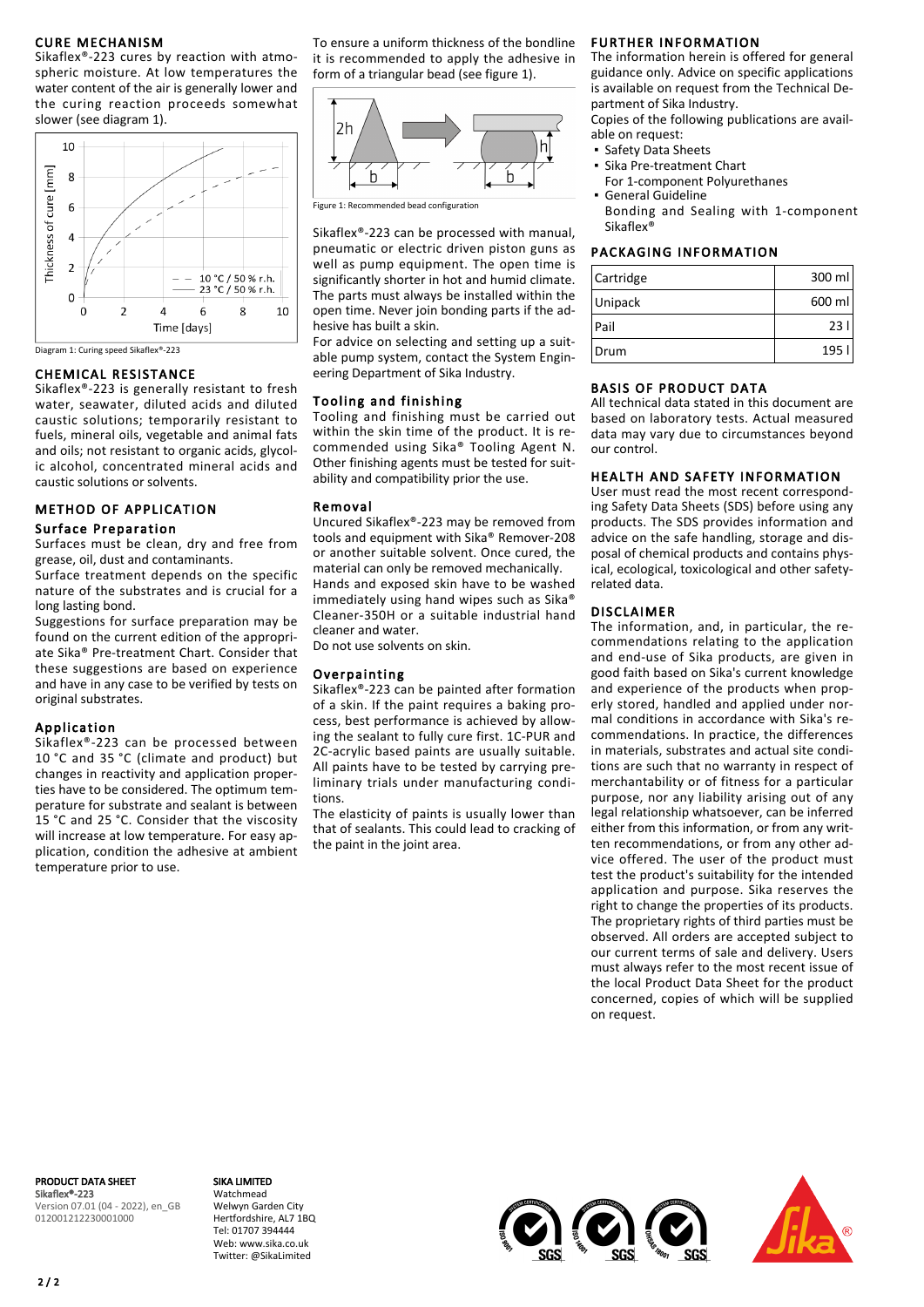### CURE MECHANISM

Sikaflex®-223 cures by reaction with atmospheric moisture. At low temperatures the water content of the air is generally lower and the curing reaction proceeds somewhat slower (see diagram 1).

10
8
6
4
2
0
Thickness of cure [mm]
0 2 4 6 8 10
Time [days]
10 °C / 50 % r.h.
23 °C / 50 % r.h.

Diagram 1: Curing speed Sikaflex®-223

### CHEMICAL RESISTANCE

Sikaflex®-223 is generally resistant to fresh water, seawater, diluted acids and diluted caustic solutions; temporarily resistant to fuels, mineral oils, vegetable and animal fats and oils; not resistant to organic acids, glycolic alcohol, concentrated mineral acids and caustic solutions or solvents.

### METHOD OF APPLICATION

#### Surface Preparation

Surfaces must be clean, dry and free from grease, oil, dust and contaminants.

Surface treatment depends on the specific nature of the substrates and is crucial for a long lasting bond.

Suggestions for surface preparation may be found on the current edition of the appropriate Sika® Pre-treatment Chart. Consider that these suggestions are based on experience and have in any case to be verified by tests on original substrates.

#### Application

Sikaflex®-223 can be processed between 10 °C and 35 °C (climate and product) but changes in reactivity and application properties have to be considered. The optimum temperature for substrate and sealant is between 15 °C and 25 °C. Consider that the viscosity will increase at low temperature. For easy application, condition the adhesive at ambient temperature prior to use.

To ensure a uniform thickness of the bondline it is recommended to apply the adhesive in form of a triangular bead (see figure 1).

2h
b
h
b

Figure 1: Recommended bead configuration

Sikaflex®-223 can be processed with manual, pneumatic or electric driven piston guns as well as pump equipment. The open time is significantly shorter in hot and humid climate. The parts must always be installed within the open time. Never join bonding parts if the adhesive has built a skin.

For advice on selecting and setting up a suitable pump system, contact the System Engineering Department of Sika Industry.

#### Tooling and finishing

Tooling and finishing must be carried out within the skin time of the product. It is recommended using Sika® Tooling Agent N. Other finishing agents must be tested for suitability and compatibility prior the use.

#### Removal

Uncured Sikaflex®-223 may be removed from tools and equipment with Sika® Remover-208 or another suitable solvent. Once cured, the material can only be removed mechanically.

Hands and exposed skin have to be washed immediately using hand wipes such as Sika® Cleaner-350H or a suitable industrial hand cleaner and water.

Do not use solvents on skin.

#### Overpainting

Sikaflex®-223 can be painted after formation of a skin. If the paint requires a baking process, best performance is achieved by allowing the sealant to fully cure first. 1C-PUR and 2C-acrylic based paints are usually suitable. All paints have to be tested by carrying preliminary trials under manufacturing conditions.

The elasticity of paints is usually lower than that of sealants. This could lead to cracking of the paint in the joint area.

### FURTHER INFORMATION

The information herein is offered for general guidance only. Advice on specific applications is available on request from the Technical Department of Sika Industry.

Copies of the following publications are available on request:

- Safety Data Sheets
- Sika Pre-treatment Chart
  For 1-component Polyurethanes
- General Guideline
  Bonding and Sealing with 1-component Sikaflex®

### PACKAGING INFORMATION

| | |
|---|---|
| Cartridge | 300 ml |
| Unipack | 600 ml |
| Pail | 23 l |
| Drum | 195 l |

### BASIS OF PRODUCT DATA

All technical data stated in this document are based on laboratory tests. Actual measured data may vary due to circumstances beyond our control.

### HEALTH AND SAFETY INFORMATION

User must read the most recent corresponding Safety Data Sheets (SDS) before using any products. The SDS provides information and advice on the safe handling, storage and disposal of chemical products and contains physical, ecological, toxicological and other safety-related data.

### DISCLAIMER

The information, and, in particular, the recommendations relating to the application and end-use of Sika products, are given in good faith based on Sika's current knowledge and experience of the products when properly stored, handled and applied under normal conditions in accordance with Sika's recommendations. In practice, the differences in materials, substrates and actual site conditions are such that no warranty in respect of merchantability or of fitness for a particular purpose, nor any liability arising out of any legal relationship whatsoever, can be inferred either from this information, or from any written recommendations, or from any other advice offered. The user of the product must test the product's suitability for the intended application and purpose. Sika reserves the right to change the properties of its products. The proprietary rights of third parties must be observed. All orders are accepted subject to our current terms of sale and delivery. Users must always refer to the most recent issue of the local Product Data Sheet for the product concerned, copies of which will be supplied on request.

**PRODUCT DATA SHEET**
**Sikaflex®-223**
Version 07.01 (04 - 2022), en_GB
012001212230001000

**SIKA LIMITED**
Watchmead
Welwyn Garden City
Hertfordshire, AL7 1BQ
Tel: 01707 394444
Web: www.sika.co.uk
Twitter: @SikaLimited